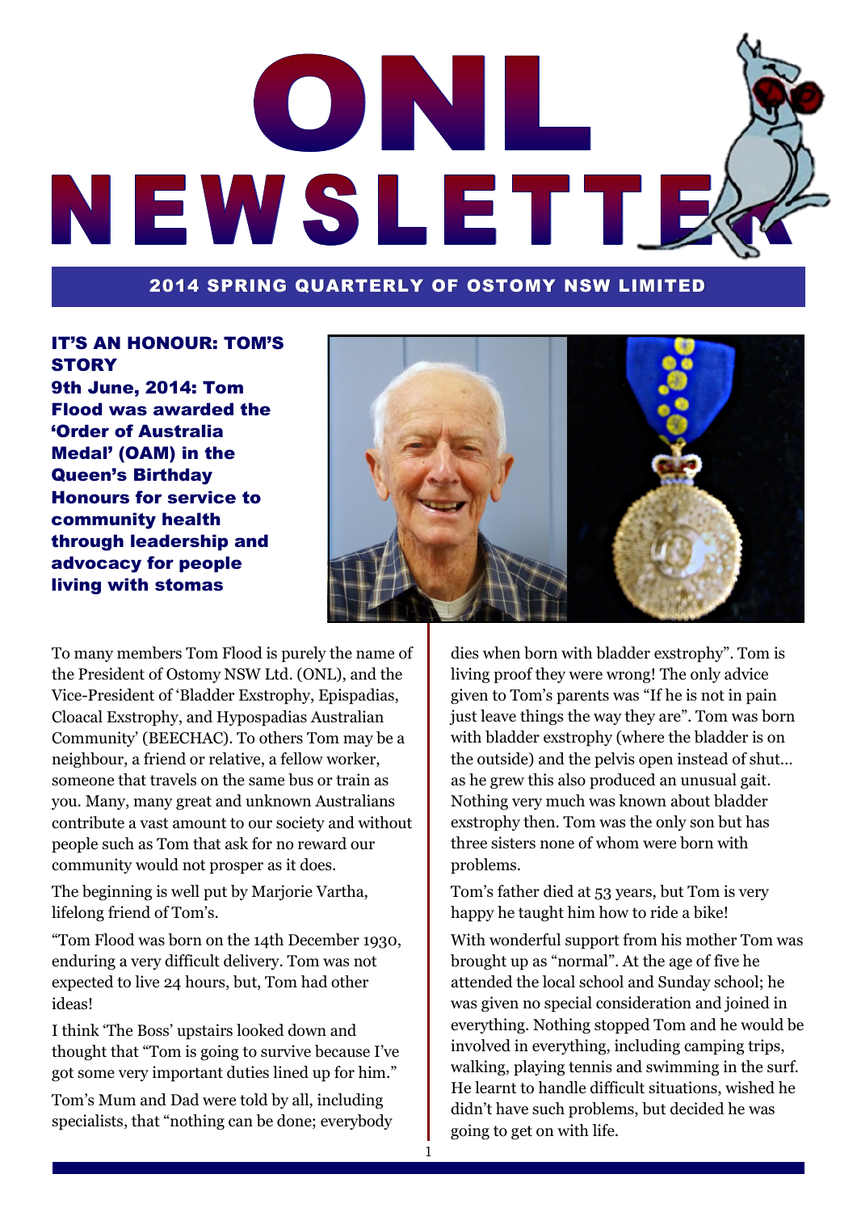# ONL NEWSLETTER

**2014 SPRING QUARTERLY OF OSTOMY NSW LIMITED**

## IT'S AN HONOUR: TOM'S STORY

**9th June, 2014: Tom Flood was awarded the 'Order of Australia Medal' (OAM) in the Queen's Birthday Honours for service to community health through leadership and advocacy for people living with stomas**

To many members Tom Flood is purely the name of the President of Ostomy NSW Ltd. (ONL), and the Vice-President of 'Bladder Exstrophy, Epispadias, Cloacal Exstrophy, and Hypospadias Australian Community' (BEECHAC). To others Tom may be a neighbour, a friend or relative, a fellow worker, someone that travels on the same bus or train as you. Many, many great and unknown Australians contribute a vast amount to our society and without people such as Tom that ask for no reward our community would not prosper as it does.

The beginning is well put by Marjorie Vartha, lifelong friend of Tom's.

"Tom Flood was born on the 14th December 1930, enduring a very difficult delivery. Tom was not expected to live 24 hours, but, Tom had other ideas!

I think 'The Boss' upstairs looked down and thought that "Tom is going to survive because I've got some very important duties lined up for him."

Tom's Mum and Dad were told by all, including specialists, that "nothing can be done; everybody dies when born with bladder exstrophy". Tom is living proof they were wrong! The only advice given to Tom's parents was "If he is not in pain just leave things the way they are". Tom was born with bladder exstrophy (where the bladder is on the outside) and the pelvis open instead of shut… as he grew this also produced an unusual gait. Nothing very much was known about bladder exstrophy then. Tom was the only son but has three sisters none of whom were born with problems.

Tom's father died at 53 years, but Tom is very happy he taught him how to ride a bike!

With wonderful support from his mother Tom was brought up as "normal". At the age of five he attended the local school and Sunday school; he was given no special consideration and joined in everything. Nothing stopped Tom and he would be involved in everything, including camping trips, walking, playing tennis and swimming in the surf. He learnt to handle difficult situations, wished he didn't have such problems, but decided he was going to get on with life.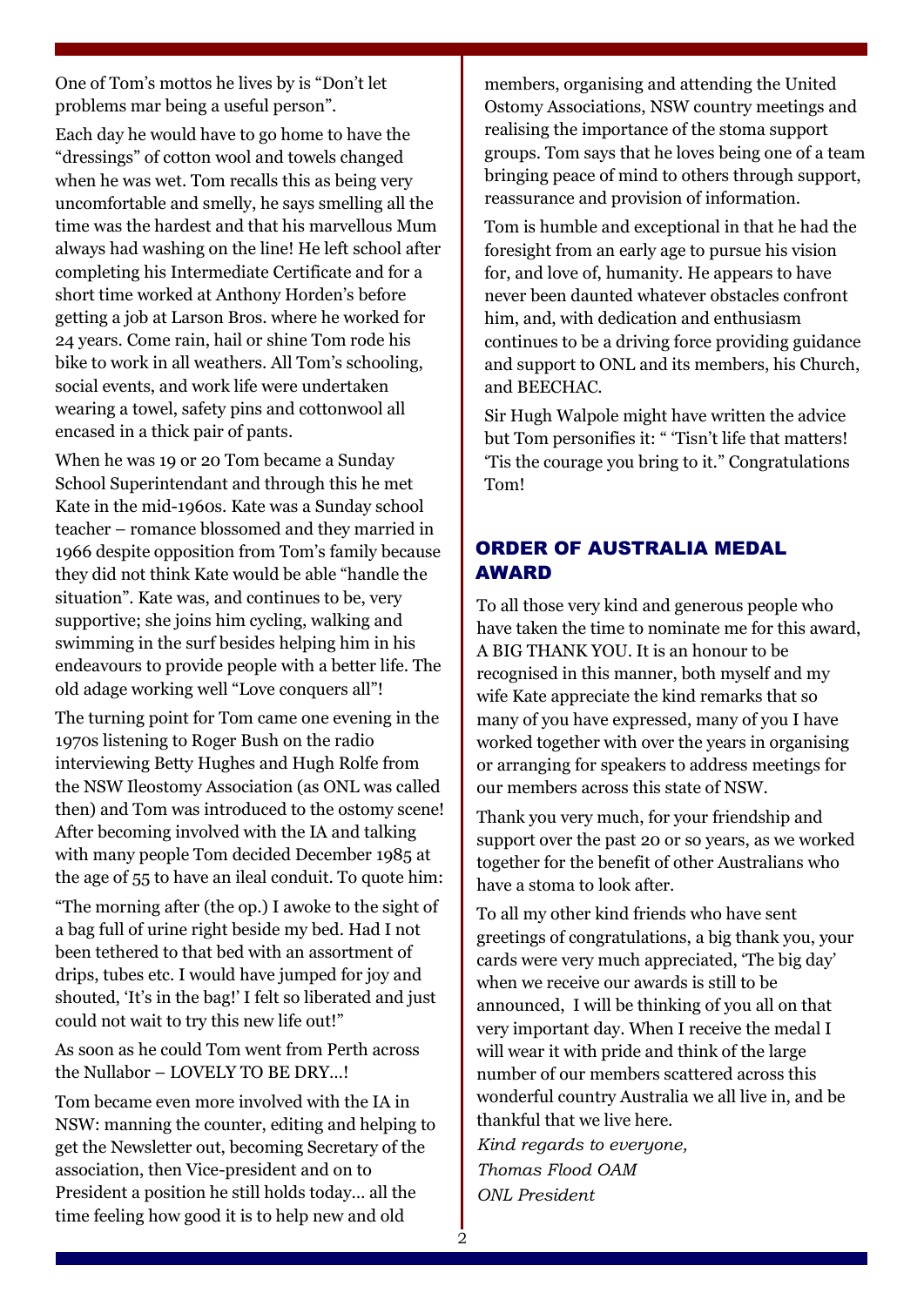One of Tom's mottos he lives by is "Don't let problems mar being a useful person".

Each day he would have to go home to have the "dressings" of cotton wool and towels changed when he was wet. Tom recalls this as being very uncomfortable and smelly, he says smelling all the time was the hardest and that his marvellous Mum always had washing on the line! He left school after completing his Intermediate Certificate and for a short time worked at Anthony Horden's before getting a job at Larson Bros. where he worked for 24 years. Come rain, hail or shine Tom rode his bike to work in all weathers. All Tom's schooling, social events, and work life were undertaken wearing a towel, safety pins and cottonwool all encased in a thick pair of pants.

When he was 19 or 20 Tom became a Sunday School Superintendant and through this he met Kate in the mid-1960s. Kate was a Sunday school teacher – romance blossomed and they married in 1966 despite opposition from Tom's family because they did not think Kate would be able "handle the situation". Kate was, and continues to be, very supportive; she joins him cycling, walking and swimming in the surf besides helping him in his endeavours to provide people with a better life. The old adage working well "Love conquers all"!

The turning point for Tom came one evening in the 1970s listening to Roger Bush on the radio interviewing Betty Hughes and Hugh Rolfe from the NSW Ileostomy Association (as ONL was called then) and Tom was introduced to the ostomy scene! After becoming involved with the IA and talking with many people Tom decided December 1985 at the age of 55 to have an ileal conduit. To quote him:

"The morning after (the op.) I awoke to the sight of a bag full of urine right beside my bed. Had I not been tethered to that bed with an assortment of drips, tubes etc. I would have jumped for joy and shouted, 'It's in the bag!' I felt so liberated and just could not wait to try this new life out!"

As soon as he could Tom went from Perth across the Nullabor – LOVELY TO BE DRY…!

Tom became even more involved with the IA in NSW: manning the counter, editing and helping to get the Newsletter out, becoming Secretary of the association, then Vice-president and on to President a position he still holds today… all the time feeling how good it is to help new and old members, organising and attending the United Ostomy Associations, NSW country meetings and realising the importance of the stoma support groups. Tom says that he loves being one of a team bringing peace of mind to others through support, reassurance and provision of information.

Tom is humble and exceptional in that he had the foresight from an early age to pursue his vision for, and love of, humanity. He appears to have never been daunted whatever obstacles confront him, and, with dedication and enthusiasm continues to be a driving force providing guidance and support to ONL and its members, his Church, and BEECHAC.

Sir Hugh Walpole might have written the advice but Tom personifies it: " 'Tisn't life that matters! 'Tis the courage you bring to it." Congratulations Tom!

## ORDER OF AUSTRALIA MEDAL AWARD

To all those very kind and generous people who have taken the time to nominate me for this award, A BIG THANK YOU. It is an honour to be recognised in this manner, both myself and my wife Kate appreciate the kind remarks that so many of you have expressed, many of you I have worked together with over the years in organising or arranging for speakers to address meetings for our members across this state of NSW.

Thank you very much, for your friendship and support over the past 20 or so years, as we worked together for the benefit of other Australians who have a stoma to look after.

To all my other kind friends who have sent greetings of congratulations, a big thank you, your cards were very much appreciated, 'The big day' when we receive our awards is still to be announced, I will be thinking of you all on that very important day. When I receive the medal I will wear it with pride and think of the large number of our members scattered across this wonderful country Australia we all live in, and be thankful that we live here.

*Kind regards to everyone,*
*Thomas Flood OAM*
*ONL President*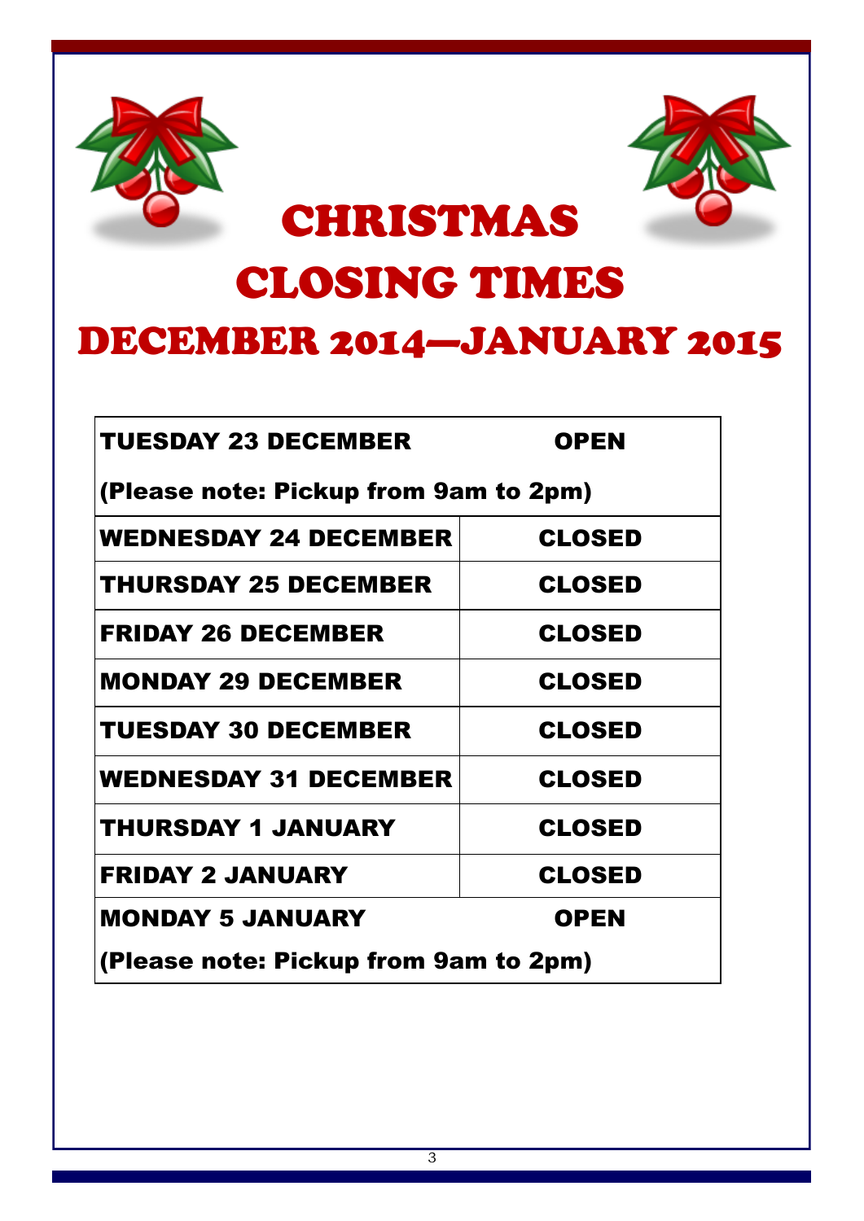# CHRISTMAS CLOSING TIMES

## DECEMBER 2014—JANUARY 2015

| | |
|---|---|
| **TUESDAY 23 DECEMBER** | **OPEN** |
| **(Please note: Pickup from 9am to 2pm)** | |
| **WEDNESDAY 24 DECEMBER** | **CLOSED** |
| **THURSDAY 25 DECEMBER** | **CLOSED** |
| **FRIDAY 26 DECEMBER** | **CLOSED** |
| **MONDAY 29 DECEMBER** | **CLOSED** |
| **TUESDAY 30 DECEMBER** | **CLOSED** |
| **WEDNESDAY 31 DECEMBER** | **CLOSED** |
| **THURSDAY 1 JANUARY** | **CLOSED** |
| **FRIDAY 2 JANUARY** | **CLOSED** |
| **MONDAY 5 JANUARY** | **OPEN** |
| **(Please note: Pickup from 9am to 2pm)** | |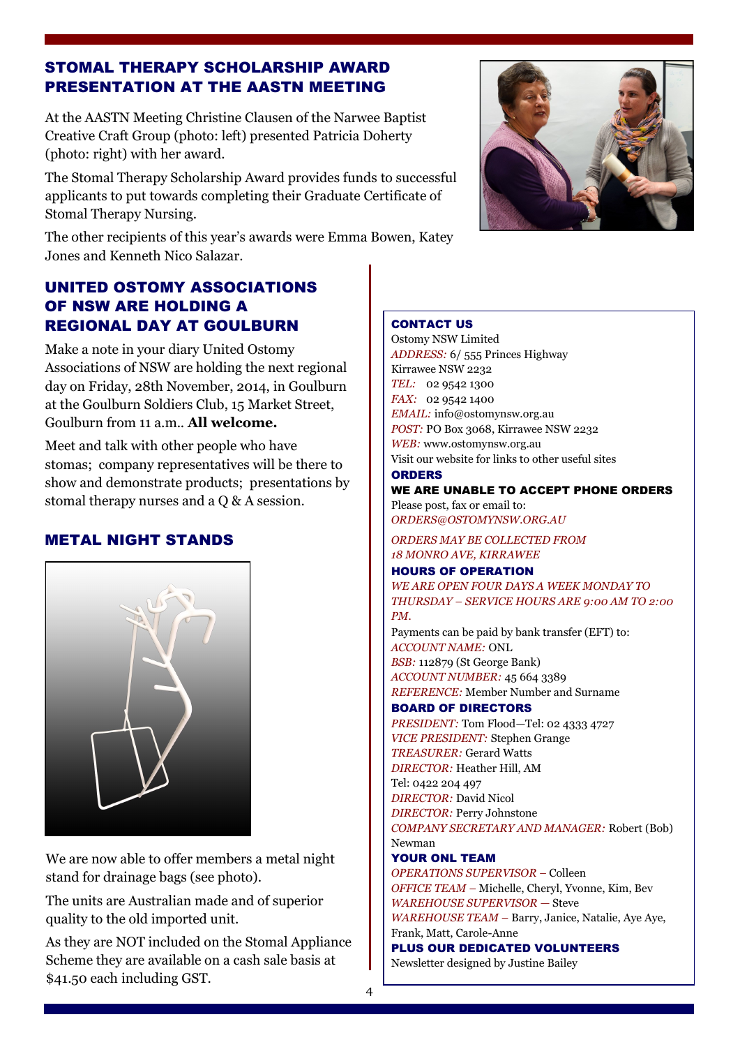## STOMAL THERAPY SCHOLARSHIP AWARD PRESENTATION AT THE AASTN MEETING

At the AASTN Meeting Christine Clausen of the Narwee Baptist Creative Craft Group (photo: left) presented Patricia Doherty (photo: right) with her award.

The Stomal Therapy Scholarship Award provides funds to successful applicants to put towards completing their Graduate Certificate of Stomal Therapy Nursing.

The other recipients of this year's awards were Emma Bowen, Katey Jones and Kenneth Nico Salazar.

## UNITED OSTOMY ASSOCIATIONS OF NSW ARE HOLDING A REGIONAL DAY AT GOULBURN

Make a note in your diary United Ostomy Associations of NSW are holding the next regional day on Friday, 28th November, 2014, in Goulburn at the Goulburn Soldiers Club, 15 Market Street, Goulburn from 11 a.m.. **All welcome.**

Meet and talk with other people who have stomas; company representatives will be there to show and demonstrate products; presentations by stomal therapy nurses and a Q & A session.

## METAL NIGHT STANDS

We are now able to offer members a metal night stand for drainage bags (see photo).

The units are Australian made and of superior quality to the old imported unit.

As they are NOT included on the Stomal Appliance Scheme they are available on a cash sale basis at $41.50 each including GST.

### CONTACT US

Ostomy NSW Limited
*ADDRESS:* 6/ 555 Princes Highway
Kirrawee NSW 2232
*TEL:* 02 9542 1300
*FAX:* 02 9542 1400
*EMAIL:* info@ostomynsw.org.au
*POST:* PO Box 3068, Kirrawee NSW 2232
*WEB:* www.ostomynsw.org.au
Visit our website for links to other useful sites

### ORDERS

**WE ARE UNABLE TO ACCEPT PHONE ORDERS**

Please post, fax or email to:
*ORDERS@OSTOMYNSW.ORG.AU*

*ORDERS MAY BE COLLECTED FROM 18 MONRO AVE, KIRRAWEE*

### HOURS OF OPERATION

*WE ARE OPEN FOUR DAYS A WEEK MONDAY TO THURSDAY – SERVICE HOURS ARE 9:00 AM TO 2:00 PM.*

Payments can be paid by bank transfer (EFT) to:
*ACCOUNT NAME:* ONL
*BSB:* 112879 (St George Bank)
*ACCOUNT NUMBER:* 45 664 3389
*REFERENCE:* Member Number and Surname

### BOARD OF DIRECTORS

*PRESIDENT:* Tom Flood—Tel: 02 4333 4727
*VICE PRESIDENT:* Stephen Grange
*TREASURER:* Gerard Watts
*DIRECTOR:* Heather Hill, AM
Tel: 0422 204 497
*DIRECTOR:* David Nicol
*DIRECTOR:* Perry Johnstone
*COMPANY SECRETARY AND MANAGER:* Robert (Bob) Newman

### YOUR ONL TEAM

*OPERATIONS SUPERVISOR* – Colleen
*OFFICE TEAM* – Michelle, Cheryl, Yvonne, Kim, Bev
*WAREHOUSE SUPERVISOR* — Steve
*WAREHOUSE TEAM* – Barry, Janice, Natalie, Aye Aye, Frank, Matt, Carole-Anne

### PLUS OUR DEDICATED VOLUNTEERS

Newsletter designed by Justine Bailey